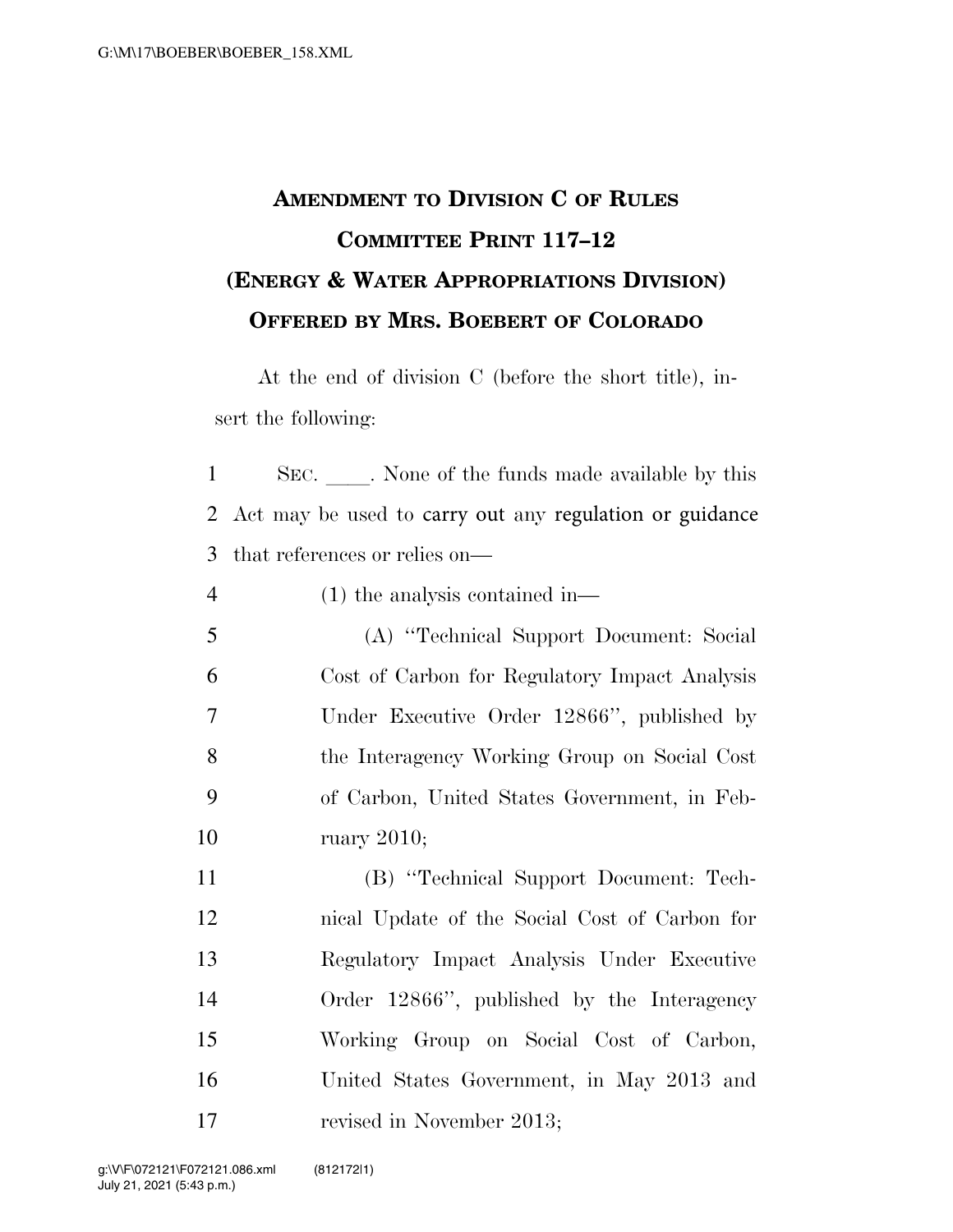# AMENDMENT TO DIVISION C OF RULES COMMITTEE PRINT 117–12 (ENERGY & WATER APPROPRIATIONS DIVISION) OFFERED BY MRS. BOEBERT OF COLORADO

At the end of division C (before the short title), insert the following:

SEC. \_\_\_\_. None of the funds made available by this Act may be used to carry out any regulation or guidance that references or relies on—

(1) the analysis contained in—

(A) "Technical Support Document: Social Cost of Carbon for Regulatory Impact Analysis Under Executive Order 12866", published by the Interagency Working Group on Social Cost of Carbon, United States Government, in February 2010;

(B) "Technical Support Document: Technical Update of the Social Cost of Carbon for Regulatory Impact Analysis Under Executive Order 12866", published by the Interagency Working Group on Social Cost of Carbon, United States Government, in May 2013 and revised in November 2013;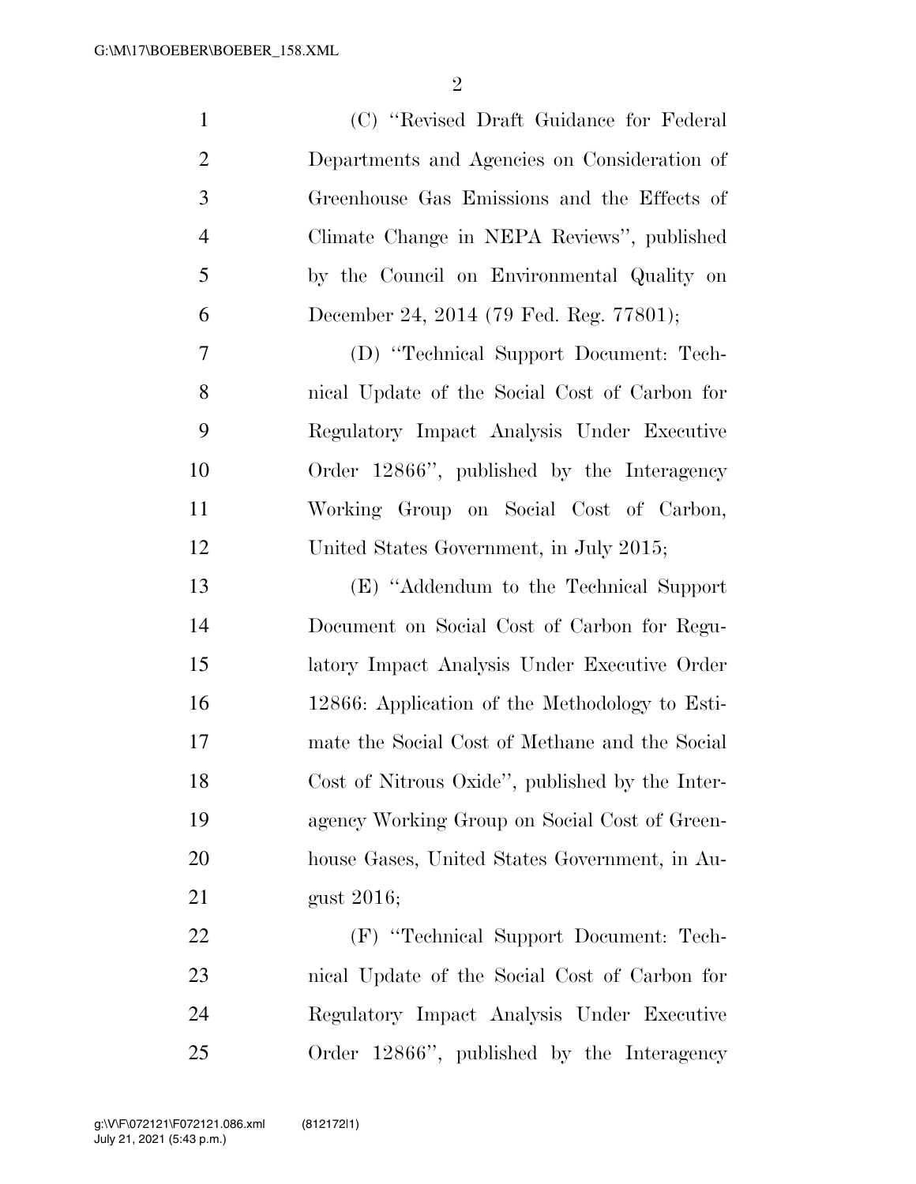(C) "Revised Draft Guidance for Federal Departments and Agencies on Consideration of Greenhouse Gas Emissions and the Effects of Climate Change in NEPA Reviews", published by the Council on Environmental Quality on December 24, 2014 (79 Fed. Reg. 77801);

(D) "Technical Support Document: Technical Update of the Social Cost of Carbon for Regulatory Impact Analysis Under Executive Order 12866", published by the Interagency Working Group on Social Cost of Carbon, United States Government, in July 2015;

(E) "Addendum to the Technical Support Document on Social Cost of Carbon for Regulatory Impact Analysis Under Executive Order 12866: Application of the Methodology to Estimate the Social Cost of Methane and the Social Cost of Nitrous Oxide", published by the Interagency Working Group on Social Cost of Greenhouse Gases, United States Government, in August 2016;

(F) "Technical Support Document: Technical Update of the Social Cost of Carbon for Regulatory Impact Analysis Under Executive Order 12866", published by the Interagency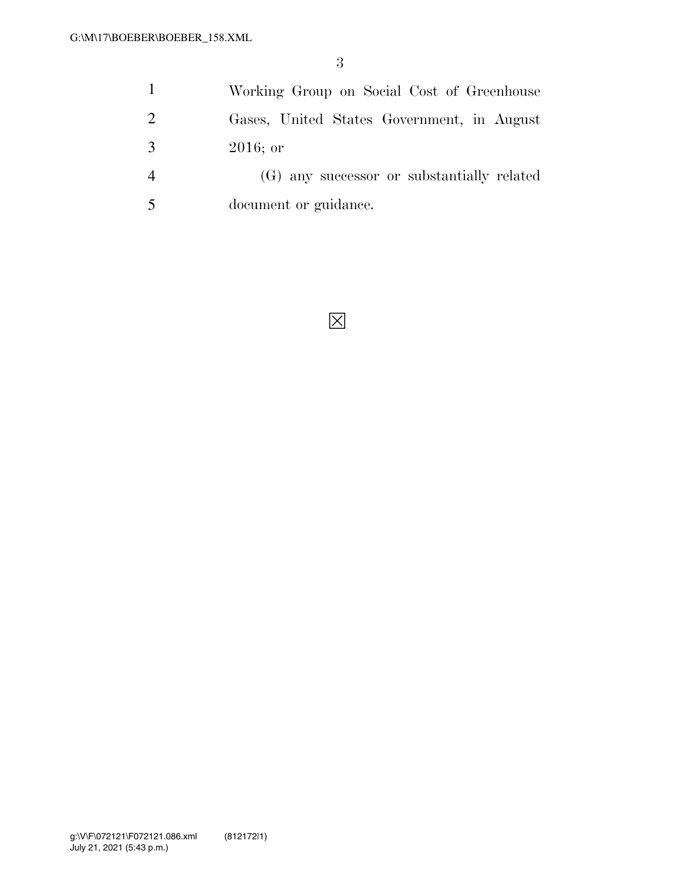Working Group on Social Cost of Greenhouse Gases, United States Government, in August 2016; or

(G) any successor or substantially related document or guidance.